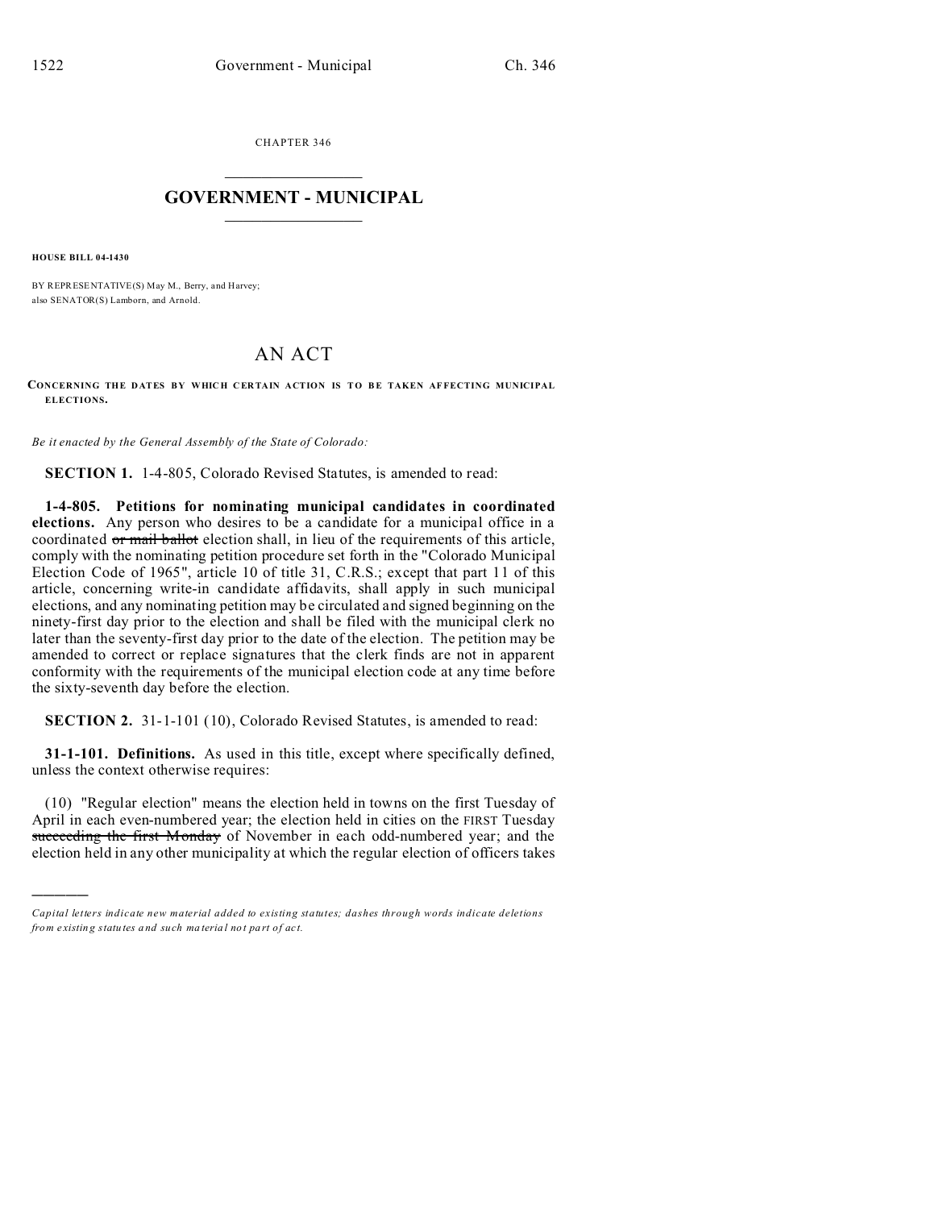CHAPTER 346

# GOVERNMENT - MUNICIPAL

**HOUSE BILL 04-1430**

BY REPRESENTATIVE(S) May M., Berry, and Harvey;
also SENATOR(S) Lamborn, and Arnold.

# AN ACT

**CONCERNING THE DATES BY WHICH CERTAIN ACTION IS TO BE TAKEN AFFECTING MUNICIPAL ELECTIONS.**

*Be it enacted by the General Assembly of the State of Colorado:*

**SECTION 1.** 1-4-805, Colorado Revised Statutes, is amended to read:

**1-4-805. Petitions for nominating municipal candidates in coordinated elections.** Any person who desires to be a candidate for a municipal office in a coordinated ~~or mail ballot~~ election shall, in lieu of the requirements of this article, comply with the nominating petition procedure set forth in the "Colorado Municipal Election Code of 1965", article 10 of title 31, C.R.S.; except that part 11 of this article, concerning write-in candidate affidavits, shall apply in such municipal elections, and any nominating petition may be circulated and signed beginning on the ninety-first day prior to the election and shall be filed with the municipal clerk no later than the seventy-first day prior to the date of the election. The petition may be amended to correct or replace signatures that the clerk finds are not in apparent conformity with the requirements of the municipal election code at any time before the sixty-seventh day before the election.

**SECTION 2.** 31-1-101 (10), Colorado Revised Statutes, is amended to read:

**31-1-101. Definitions.** As used in this title, except where specifically defined, unless the context otherwise requires:

(10) "Regular election" means the election held in towns on the first Tuesday of April in each even-numbered year; the election held in cities on the FIRST Tuesday ~~succeeding the first Monday~~ of November in each odd-numbered year; and the election held in any other municipality at which the regular election of officers takes

---

*Capital letters indicate new material added to existing statutes; dashes through words indicate deletions from existing statutes and such material not part of act.*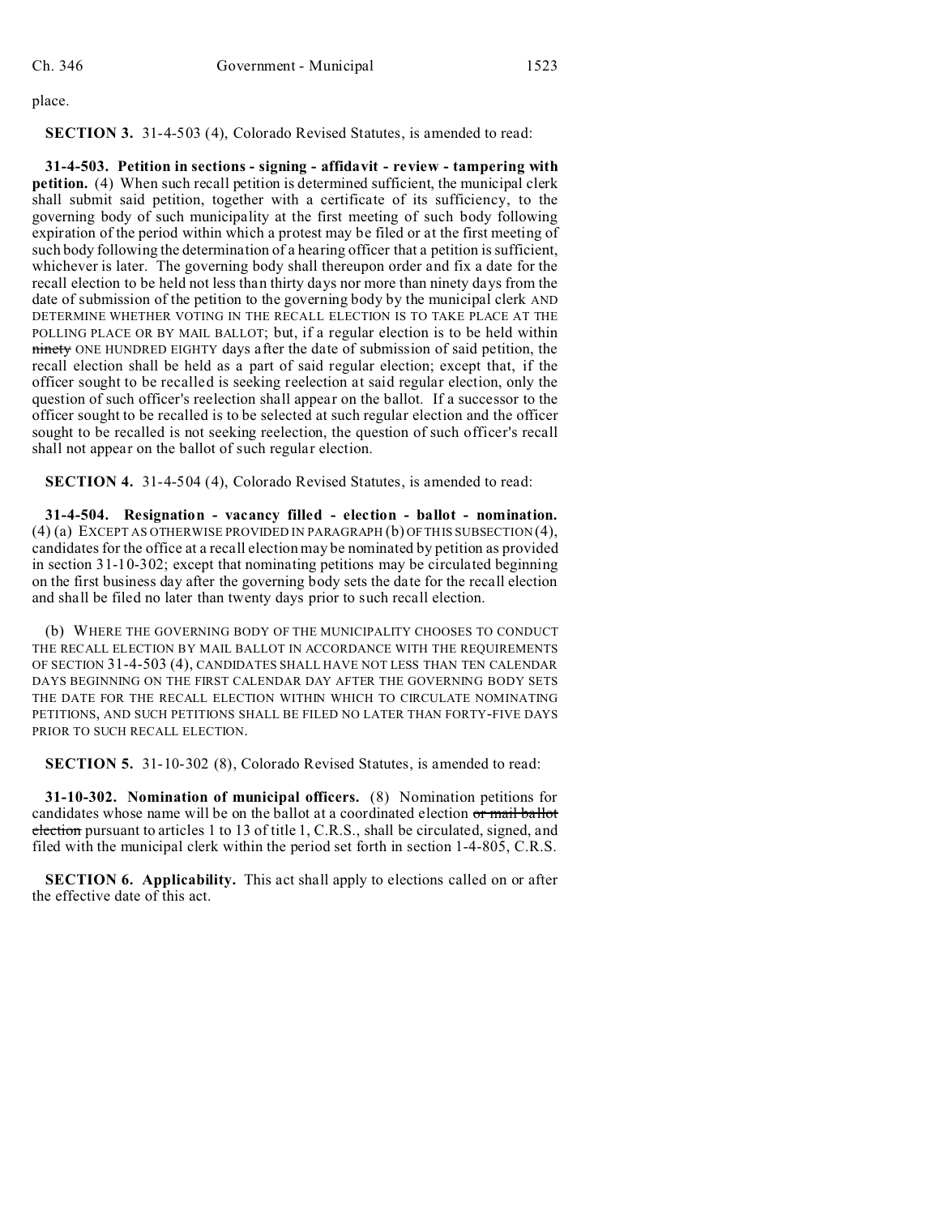place.

**SECTION 3.** 31-4-503 (4), Colorado Revised Statutes, is amended to read:

**31-4-503. Petition in sections - signing - affidavit - review - tampering with petition.** (4) When such recall petition is determined sufficient, the municipal clerk shall submit said petition, together with a certificate of its sufficiency, to the governing body of such municipality at the first meeting of such body following expiration of the period within which a protest may be filed or at the first meeting of such body following the determination of a hearing officer that a petition is sufficient, whichever is later. The governing body shall thereupon order and fix a date for the recall election to be held not less than thirty days nor more than ninety days from the date of submission of the petition to the governing body by the municipal clerk AND DETERMINE WHETHER VOTING IN THE RECALL ELECTION IS TO TAKE PLACE AT THE POLLING PLACE OR BY MAIL BALLOT; but, if a regular election is to be held within ~~ninety~~ ONE HUNDRED EIGHTY days after the date of submission of said petition, the recall election shall be held as a part of said regular election; except that, if the officer sought to be recalled is seeking reelection at said regular election, only the question of such officer's reelection shall appear on the ballot. If a successor to the officer sought to be recalled is to be selected at such regular election and the officer sought to be recalled is not seeking reelection, the question of such officer's recall shall not appear on the ballot of such regular election.

**SECTION 4.** 31-4-504 (4), Colorado Revised Statutes, is amended to read:

**31-4-504. Resignation - vacancy filled - election - ballot - nomination.** (4) (a) EXCEPT AS OTHERWISE PROVIDED IN PARAGRAPH (b) OF THIS SUBSECTION (4), candidates for the office at a recall election may be nominated by petition as provided in section 31-10-302; except that nominating petitions may be circulated beginning on the first business day after the governing body sets the date for the recall election and shall be filed no later than twenty days prior to such recall election.

(b) WHERE THE GOVERNING BODY OF THE MUNICIPALITY CHOOSES TO CONDUCT THE RECALL ELECTION BY MAIL BALLOT IN ACCORDANCE WITH THE REQUIREMENTS OF SECTION 31-4-503 (4), CANDIDATES SHALL HAVE NOT LESS THAN TEN CALENDAR DAYS BEGINNING ON THE FIRST CALENDAR DAY AFTER THE GOVERNING BODY SETS THE DATE FOR THE RECALL ELECTION WITHIN WHICH TO CIRCULATE NOMINATING PETITIONS, AND SUCH PETITIONS SHALL BE FILED NO LATER THAN FORTY-FIVE DAYS PRIOR TO SUCH RECALL ELECTION.

**SECTION 5.** 31-10-302 (8), Colorado Revised Statutes, is amended to read:

**31-10-302. Nomination of municipal officers.** (8) Nomination petitions for candidates whose name will be on the ballot at a coordinated election ~~or mail ballot election~~ pursuant to articles 1 to 13 of title 1, C.R.S., shall be circulated, signed, and filed with the municipal clerk within the period set forth in section 1-4-805, C.R.S.

**SECTION 6. Applicability.** This act shall apply to elections called on or after the effective date of this act.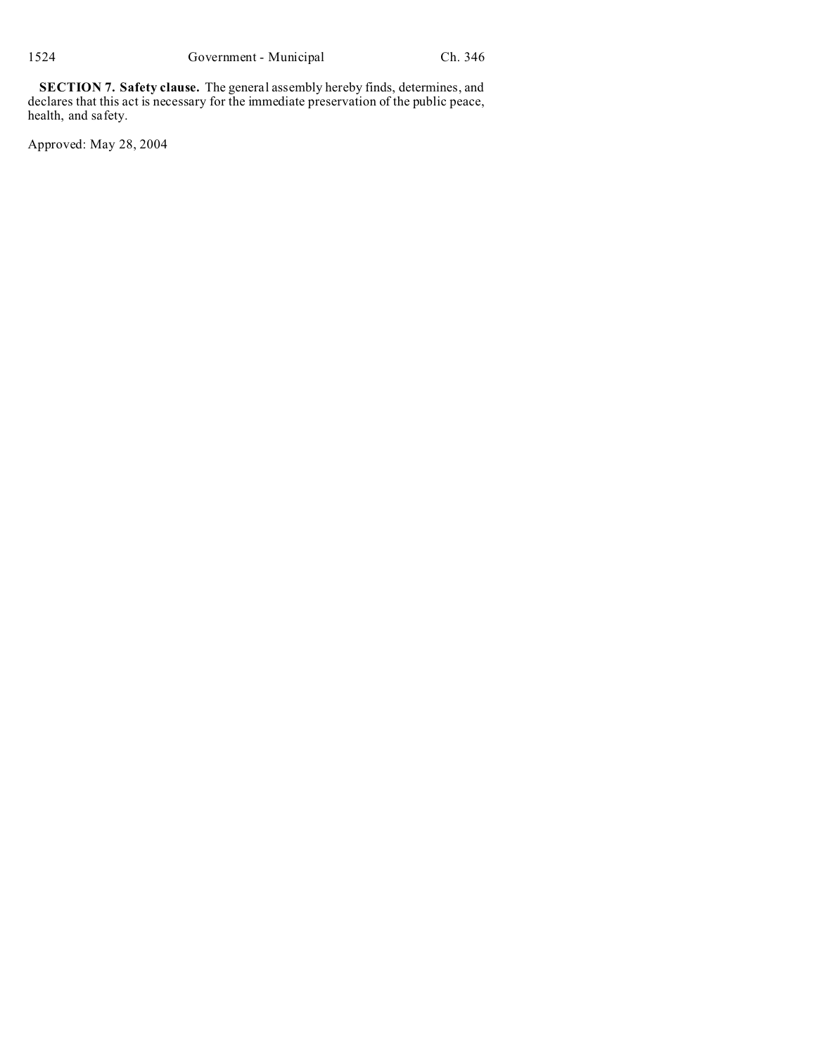**SECTION 7. Safety clause.** The general assembly hereby finds, determines, and declares that this act is necessary for the immediate preservation of the public peace, health, and safety.

Approved: May 28, 2004